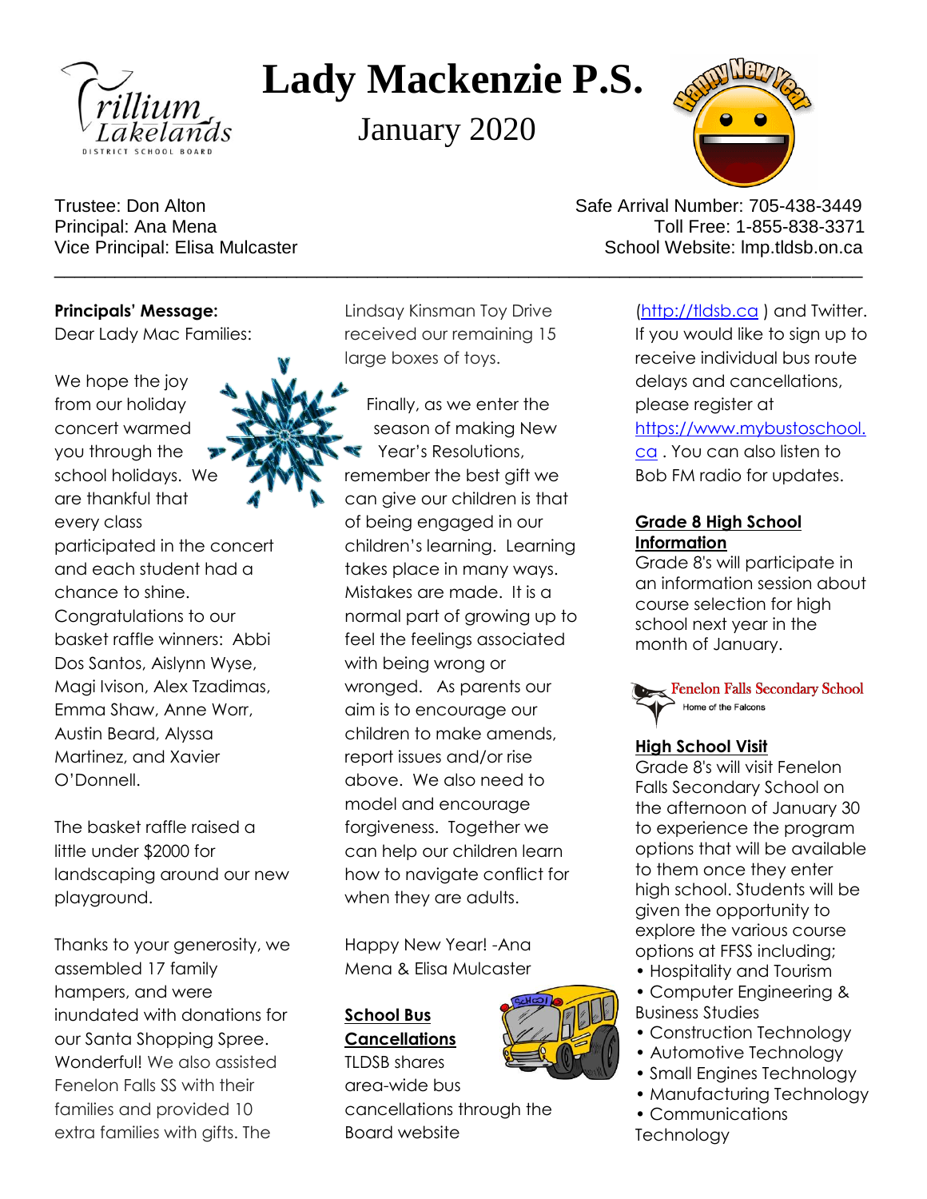# Lady Mackenzie P.S.

January 2020

Trustee: Don Alton
Principal: Ana Mena
Vice Principal: Elisa Mulcaster

Safe Arrival Number: 705-438-3449
Toll Free: 1-855-838-3371
School Website: lmp.tldsb.on.ca

---

**Principals' Message:**

Dear Lady Mac Families:

We hope the joy from our holiday concert warmed you through the school holidays. We are thankful that every class participated in the concert and each student had a chance to shine. Congratulations to our basket raffle winners: Abbi Dos Santos, Aislynn Wyse, Magi Ivison, Alex Tzadimas, Emma Shaw, Anne Worr, Austin Beard, Alyssa Martinez, and Xavier O'Donnell.

The basket raffle raised a little under $2000 for landscaping around our new playground.

Thanks to your generosity, we assembled 17 family hampers, and were inundated with donations for our Santa Shopping Spree. Wonderful! We also assisted Fenelon Falls SS with their families and provided 10 extra families with gifts. The Lindsay Kinsman Toy Drive received our remaining 15 large boxes of toys.

Finally, as we enter the season of making New Year's Resolutions, remember the best gift we can give our children is that of being engaged in our children's learning. Learning takes place in many ways. Mistakes are made. It is a normal part of growing up to feel the feelings associated with being wrong or wronged. As parents our aim is to encourage our children to make amends, report issues and/or rise above. We also need to model and encourage forgiveness. Together we can help our children learn how to navigate conflict for when they are adults.

Happy New Year! -Ana Mena & Elisa Mulcaster

## School Bus Cancellations

TLDSB shares area-wide bus cancellations through the Board website (http://tldsb.ca ) and Twitter. If you would like to sign up to receive individual bus route delays and cancellations, please register at https://www.mybustoschool.ca . You can also listen to Bob FM radio for updates.

## Grade 8 High School Information

Grade 8's will participate in an information session about course selection for high school next year in the month of January.

Fenelon Falls Secondary School
Home of the Falcons

## High School Visit

Grade 8's will visit Fenelon Falls Secondary School on the afternoon of January 30 to experience the program options that will be available to them once they enter high school. Students will be given the opportunity to explore the various course options at FFSS including;

- Hospitality and Tourism
- Computer Engineering & Business Studies
- Construction Technology
- Automotive Technology
- Small Engines Technology
- Manufacturing Technology
- Communications Technology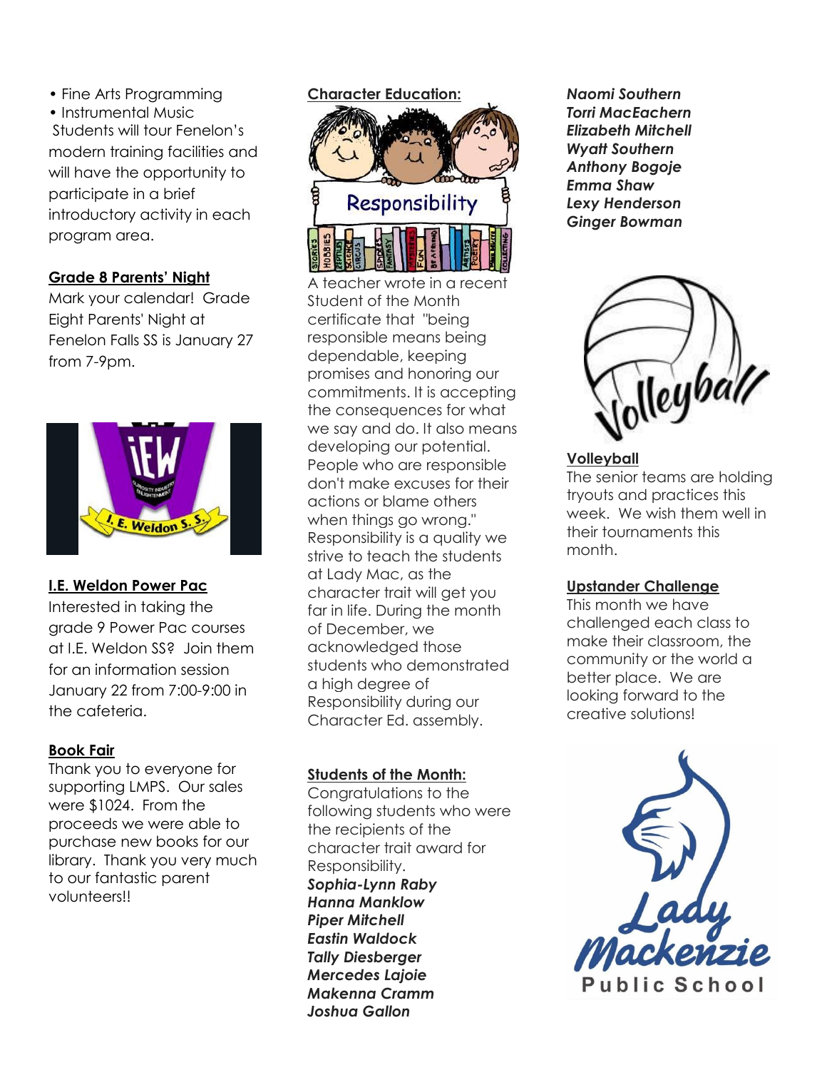- Fine Arts Programming
- Instrumental Music

Students will tour Fenelon's modern training facilities and will have the opportunity to participate in a brief introductory activity in each program area.

**Grade 8 Parents' Night**

Mark your calendar! Grade Eight Parents' Night at Fenelon Falls SS is January 27 from 7-9pm.

**I.E. Weldon Power Pac**

Interested in taking the grade 9 Power Pac courses at I.E. Weldon SS? Join them for an information session January 22 from 7:00-9:00 in the cafeteria.

**Book Fair**

Thank you to everyone for supporting LMPS. Our sales were $1024. From the proceeds we were able to purchase new books for our library. Thank you very much to our fantastic parent volunteers!!

**Character Education:**

A teacher wrote in a recent Student of the Month certificate that "being responsible means being dependable, keeping promises and honoring our commitments. It is accepting the consequences for what we say and do. It also means developing our potential. People who are responsible don't make excuses for their actions or blame others when things go wrong." Responsibility is a quality we strive to teach the students at Lady Mac, as the character trait will get you far in life. During the month of December, we acknowledged those students who demonstrated a high degree of Responsibility during our Character Ed. assembly.

**Students of the Month:**

Congratulations to the following students who were the recipients of the character trait award for Responsibility.

***Sophia-Lynn Raby***
***Hanna Manklow***
***Piper Mitchell***
***Eastin Waldock***
***Tally Diesberger***
***Mercedes Lajoie***
***Makenna Cramm***
***Joshua Gallon***
***Naomi Southern***
***Torri MacEachern***
***Elizabeth Mitchell***
***Wyatt Southern***
***Anthony Bogoje***
***Emma Shaw***
***Lexy Henderson***
***Ginger Bowman***

**Volleyball**

The senior teams are holding tryouts and practices this week. We wish them well in their tournaments this month.

**Upstander Challenge**

This month we have challenged each class to make their classroom, the community or the world a better place. We are looking forward to the creative solutions!